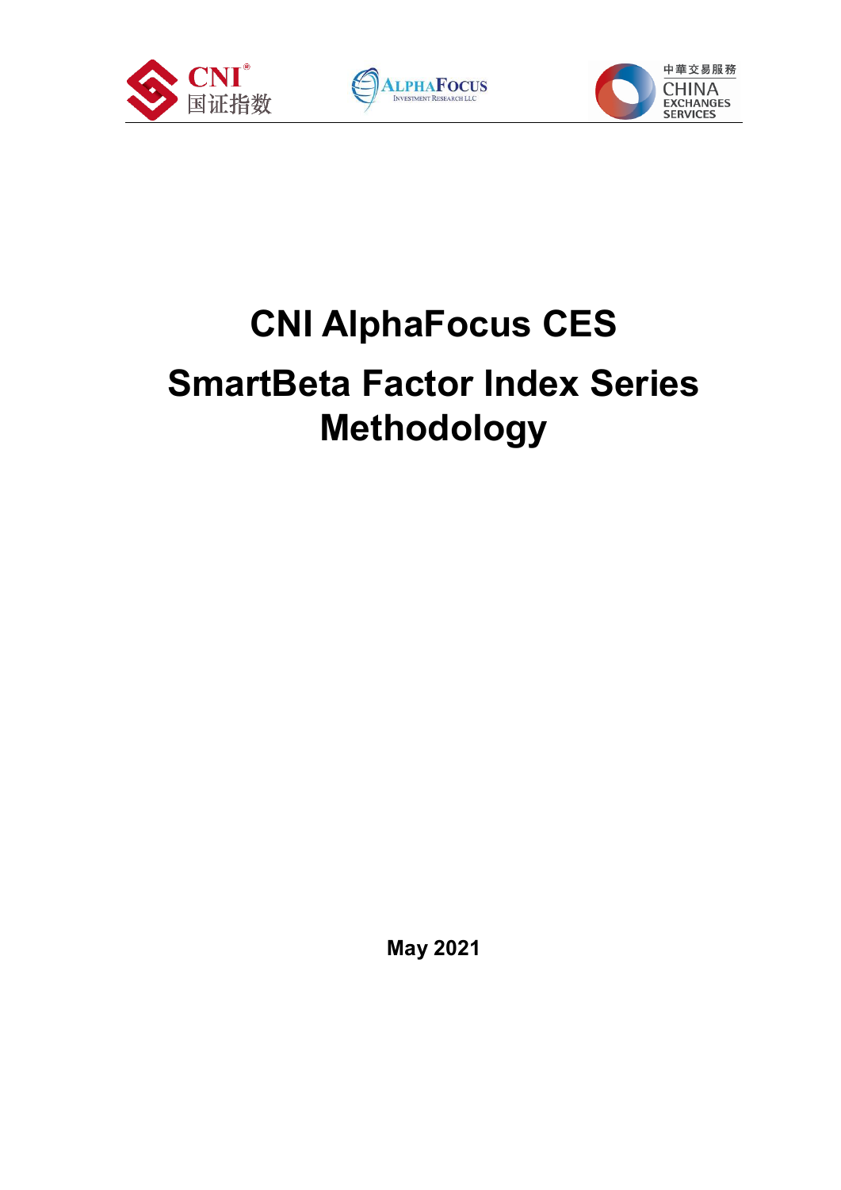# CNI AlphaFocus CES

# SmartBeta Factor Index Series Methodology

**May 2021**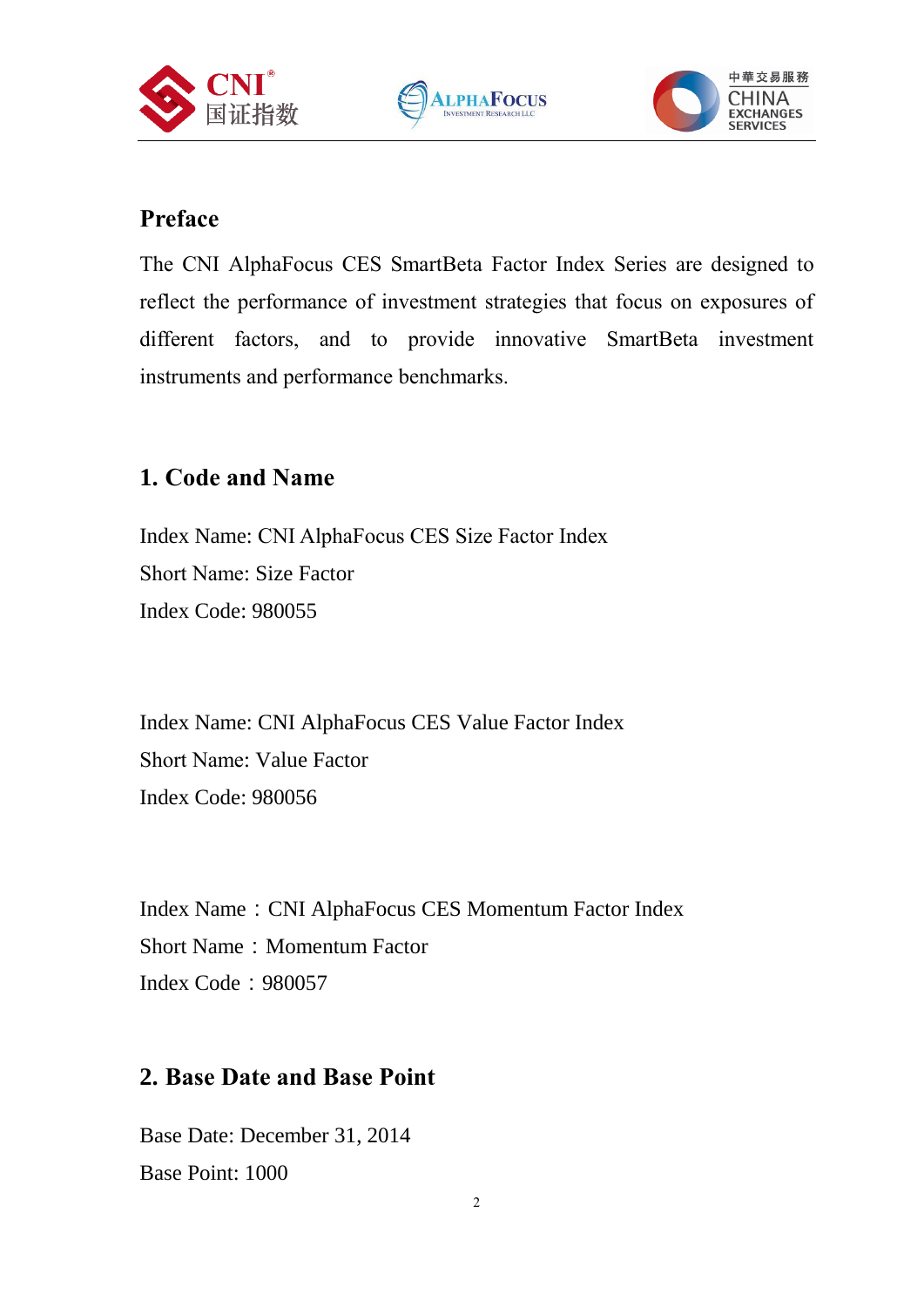## Preface

The CNI AlphaFocus CES SmartBeta Factor Index Series are designed to reflect the performance of investment strategies that focus on exposures of different factors, and to provide innovative SmartBeta investment instruments and performance benchmarks.

## 1. Code and Name

Index Name: CNI AlphaFocus CES Size Factor Index
Short Name: Size Factor
Index Code: 980055

Index Name: CNI AlphaFocus CES Value Factor Index
Short Name: Value Factor
Index Code: 980056

Index Name：CNI AlphaFocus CES Momentum Factor Index
Short Name：Momentum Factor
Index Code：980057

## 2. Base Date and Base Point

Base Date: December 31, 2014
Base Point: 1000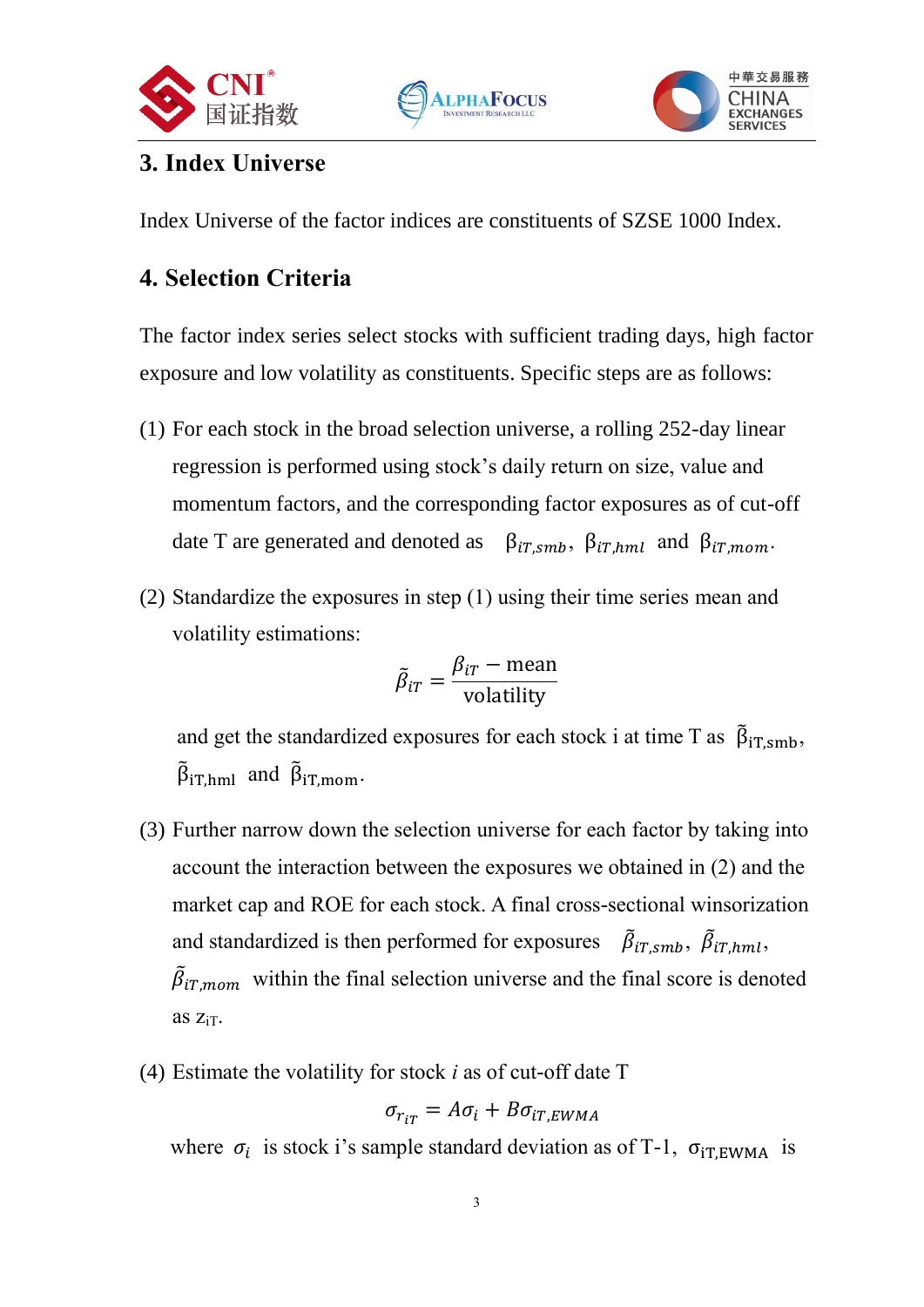## 3. Index Universe

Index Universe of the factor indices are constituents of SZSE 1000 Index.

## 4. Selection Criteria

The factor index series select stocks with sufficient trading days, high factor exposure and low volatility as constituents. Specific steps are as follows:

(1) For each stock in the broad selection universe, a rolling 252-day linear regression is performed using stock's daily return on size, value and momentum factors, and the corresponding factor exposures as of cut-off date T are generated and denoted as $\beta_{iT,smb}$, $\beta_{iT,hml}$ and $\beta_{iT,mom}$.

(2) Standardize the exposures in step (1) using their time series mean and volatility estimations:

$$\tilde{\beta}_{iT} = \frac{\beta_{iT} - \text{mean}}{\text{volatility}}$$

and get the standardized exposures for each stock i at time T as $\tilde{\beta}_{iT,smb}$, $\tilde{\beta}_{iT,hml}$ and $\tilde{\beta}_{iT,mom}$.

(3) Further narrow down the selection universe for each factor by taking into account the interaction between the exposures we obtained in (2) and the market cap and ROE for each stock. A final cross-sectional winsorization and standardized is then performed for exposures $\tilde{\beta}_{iT,smb}$, $\tilde{\beta}_{iT,hml}$, $\tilde{\beta}_{iT,mom}$ within the final selection universe and the final score is denoted as $z_{iT}$.

(4) Estimate the volatility for stock *i* as of cut-off date T

$$\sigma_{r_{iT}} = A\sigma_i + B\sigma_{iT,EWMA}$$

where $\sigma_i$ is stock i's sample standard deviation as of T-1, $\sigma_{iT,EWMA}$ is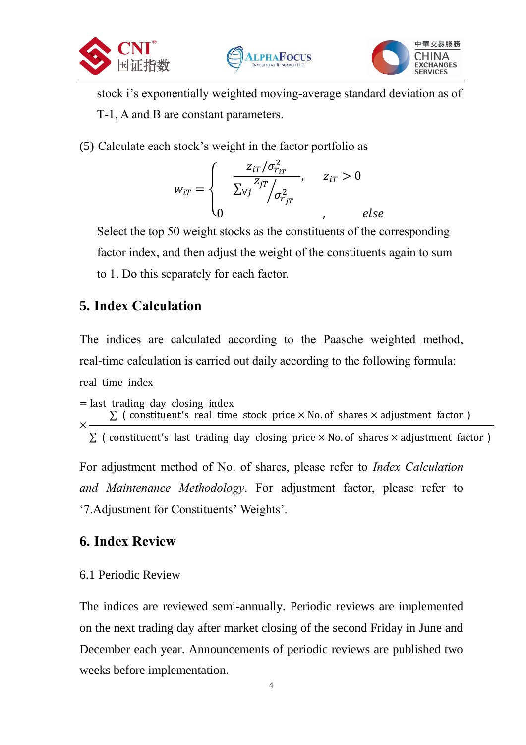stock i's exponentially weighted moving-average standard deviation as of T-1, A and B are constant parameters.

(5) Calculate each stock's weight in the factor portfolio as

$$w_{iT} = \begin{cases} \dfrac{z_{iT}/\sigma_{r_{iT}}^2}{\sum_{\forall j} {z_{jT}}/{\sigma_{r_{jT}}^2}}, & z_{iT} > 0 \\ 0, & else \end{cases}$$

Select the top 50 weight stocks as the constituents of the corresponding factor index, and then adjust the weight of the constituents again to sum to 1. Do this separately for each factor.

## 5. Index Calculation

The indices are calculated according to the Paasche weighted method, real-time calculation is carried out daily according to the following formula:

$$\text{real time index} = \text{last trading day closing index} \times \frac{\sum (\text{constituent's real time stock price} \times \text{No. of shares} \times \text{adjustment factor})}{\sum (\text{constituent's last trading day closing price} \times \text{No. of shares} \times \text{adjustment factor})}$$

For adjustment method of No. of shares, please refer to *Index Calculation and Maintenance Methodology*. For adjustment factor, please refer to '7.Adjustment for Constituents' Weights'.

## 6. Index Review

### 6.1 Periodic Review

The indices are reviewed semi-annually. Periodic reviews are implemented on the next trading day after market closing of the second Friday in June and December each year. Announcements of periodic reviews are published two weeks before implementation.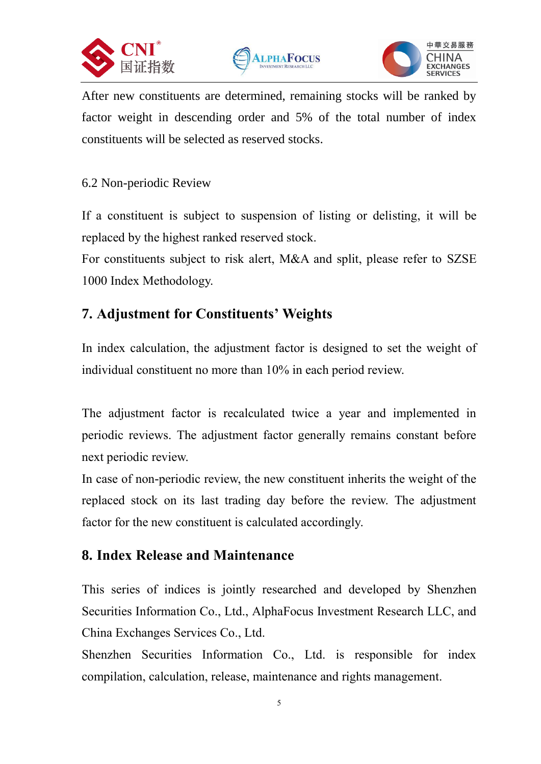After new constituents are determined, remaining stocks will be ranked by factor weight in descending order and 5% of the total number of index constituents will be selected as reserved stocks.

6.2 Non-periodic Review

If a constituent is subject to suspension of listing or delisting, it will be replaced by the highest ranked reserved stock.

For constituents subject to risk alert, M&A and split, please refer to SZSE 1000 Index Methodology.

## 7. Adjustment for Constituents' Weights

In index calculation, the adjustment factor is designed to set the weight of individual constituent no more than 10% in each period review.

The adjustment factor is recalculated twice a year and implemented in periodic reviews. The adjustment factor generally remains constant before next periodic review.

In case of non-periodic review, the new constituent inherits the weight of the replaced stock on its last trading day before the review. The adjustment factor for the new constituent is calculated accordingly.

## 8. Index Release and Maintenance

This series of indices is jointly researched and developed by Shenzhen Securities Information Co., Ltd., AlphaFocus Investment Research LLC, and China Exchanges Services Co., Ltd.

Shenzhen Securities Information Co., Ltd. is responsible for index compilation, calculation, release, maintenance and rights management.